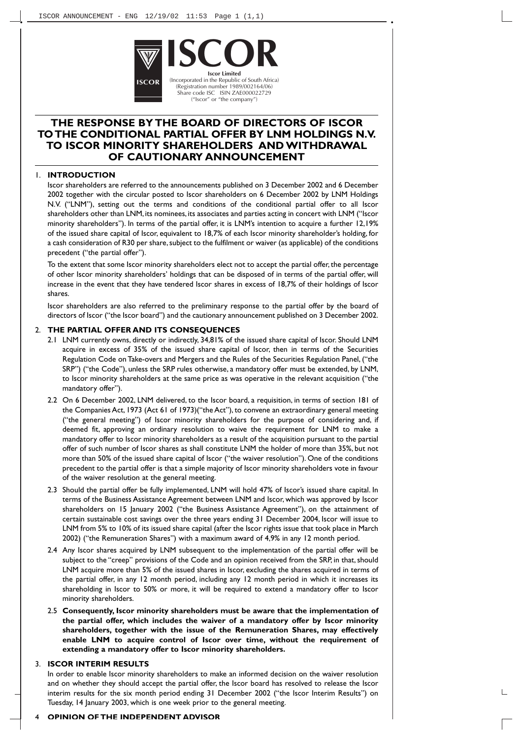**ISCOR**

**Iscor Limited**
(Incorporated in the Republic of South Africa)
(Registration number 1989/002164/06)
Share code ISC ISIN ZAE000022729
("Iscor" or "the company")

# THE RESPONSE BY THE BOARD OF DIRECTORS OF ISCOR TO THE CONDITIONAL PARTIAL OFFER BY LNM HOLDINGS N.V. TO ISCOR MINORITY SHAREHOLDERS AND WITHDRAWAL OF CAUTIONARY ANNOUNCEMENT

## 1. INTRODUCTION

Iscor shareholders are referred to the announcements published on 3 December 2002 and 6 December 2002 together with the circular posted to Iscor shareholders on 6 December 2002 by LNM Holdings N.V. ("LNM"), setting out the terms and conditions of the conditional partial offer to all Iscor shareholders other than LNM, its nominees, its associates and parties acting in concert with LNM ("Iscor minority shareholders"). In terms of the partial offer, it is LNM's intention to acquire a further 12,19% of the issued share capital of Iscor, equivalent to 18,7% of each Iscor minority shareholder's holding, for a cash consideration of R30 per share, subject to the fulfilment or waiver (as applicable) of the conditions precedent ("the partial offer").

To the extent that some Iscor minority shareholders elect not to accept the partial offer, the percentage of other Iscor minority shareholders' holdings that can be disposed of in terms of the partial offer, will increase in the event that they have tendered Iscor shares in excess of 18,7% of their holdings of Iscor shares.

Iscor shareholders are also referred to the preliminary response to the partial offer by the board of directors of Iscor ("the Iscor board") and the cautionary announcement published on 3 December 2002.

## 2. THE PARTIAL OFFER AND ITS CONSEQUENCES

2.1 LNM currently owns, directly or indirectly, 34,81% of the issued share capital of Iscor. Should LNM acquire in excess of 35% of the issued share capital of Iscor, then in terms of the Securities Regulation Code on Take-overs and Mergers and the Rules of the Securities Regulation Panel, ("the SRP") ("the Code"), unless the SRP rules otherwise, a mandatory offer must be extended, by LNM, to Iscor minority shareholders at the same price as was operative in the relevant acquisition ("the mandatory offer").

2.2 On 6 December 2002, LNM delivered, to the Iscor board, a requisition, in terms of section 181 of the Companies Act, 1973 (Act 61 of 1973)("the Act"), to convene an extraordinary general meeting ("the general meeting") of Iscor minority shareholders for the purpose of considering and, if deemed fit, approving an ordinary resolution to waive the requirement for LNM to make a mandatory offer to Iscor minority shareholders as a result of the acquisition pursuant to the partial offer of such number of Iscor shares as shall constitute LNM the holder of more than 35%, but not more than 50% of the issued share capital of Iscor ("the waiver resolution"). One of the conditions precedent to the partial offer is that a simple majority of Iscor minority shareholders vote in favour of the waiver resolution at the general meeting.

2.3 Should the partial offer be fully implemented, LNM will hold 47% of Iscor's issued share capital. In terms of the Business Assistance Agreement between LNM and Iscor, which was approved by Iscor shareholders on 15 January 2002 ("the Business Assistance Agreement"), on the attainment of certain sustainable cost savings over the three years ending 31 December 2004, Iscor will issue to LNM from 5% to 10% of its issued share capital (after the Iscor rights issue that took place in March 2002) ("the Remuneration Shares") with a maximum award of 4,9% in any 12 month period.

2.4 Any Iscor shares acquired by LNM subsequent to the implementation of the partial offer will be subject to the "creep" provisions of the Code and an opinion received from the SRP, in that, should LNM acquire more than 5% of the issued shares in Iscor, excluding the shares acquired in terms of the partial offer, in any 12 month period, including any 12 month period in which it increases its shareholding in Iscor to 50% or more, it will be required to extend a mandatory offer to Iscor minority shareholders.

2.5 **Consequently, Iscor minority shareholders must be aware that the implementation of the partial offer, which includes the waiver of a mandatory offer by Iscor minority shareholders, together with the issue of the Remuneration Shares, may effectively enable LNM to acquire control of Iscor over time, without the requirement of extending a mandatory offer to Iscor minority shareholders.**

## 3. ISCOR INTERIM RESULTS

In order to enable Iscor minority shareholders to make an informed decision on the waiver resolution and on whether they should accept the partial offer, the Iscor board has resolved to release the Iscor interim results for the six month period ending 31 December 2002 ("the Iscor Interim Results") on Tuesday, 14 January 2003, which is one week prior to the general meeting.

## 4 OPINION OF THE INDEPENDENT ADVISOR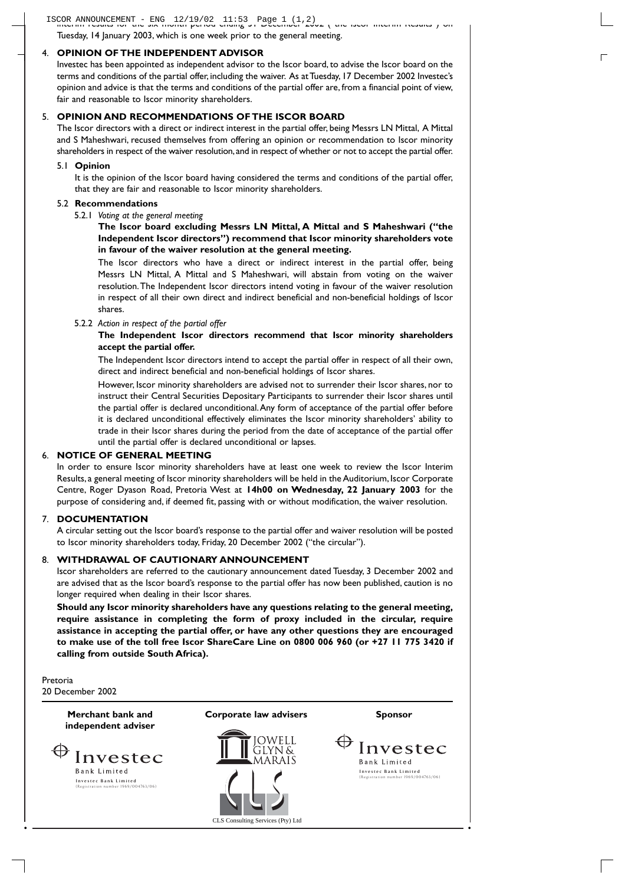Interim results for the six month period ending 31 December 2002 ("the Iscor Interim Results") on Tuesday, 14 January 2003, which is one week prior to the general meeting.

## 4. OPINION OF THE INDEPENDENT ADVISOR

Investec has been appointed as independent advisor to the Iscor board, to advise the Iscor board on the terms and conditions of the partial offer, including the waiver. As at Tuesday, 17 December 2002 Investec's opinion and advice is that the terms and conditions of the partial offer are, from a financial point of view, fair and reasonable to Iscor minority shareholders.

## 5. OPINION AND RECOMMENDATIONS OF THE ISCOR BOARD

The Iscor directors with a direct or indirect interest in the partial offer, being Messrs LN Mittal, A Mittal and S Maheshwari, recused themselves from offering an opinion or recommendation to Iscor minority shareholders in respect of the waiver resolution, and in respect of whether or not to accept the partial offer.

### 5.1 Opinion

It is the opinion of the Iscor board having considered the terms and conditions of the partial offer, that they are fair and reasonable to Iscor minority shareholders.

### 5.2 Recommendations

5.2.1 *Voting at the general meeting*

**The Iscor board excluding Messrs LN Mittal, A Mittal and S Maheshwari ("the Independent Iscor directors") recommend that Iscor minority shareholders vote in favour of the waiver resolution at the general meeting.**

The Iscor directors who have a direct or indirect interest in the partial offer, being Messrs LN Mittal, A Mittal and S Maheshwari, will abstain from voting on the waiver resolution. The Independent Iscor directors intend voting in favour of the waiver resolution in respect of all their own direct and indirect beneficial and non-beneficial holdings of Iscor shares.

5.2.2 *Action in respect of the partial offer*

**The Independent Iscor directors recommend that Iscor minority shareholders accept the partial offer.**

The Independent Iscor directors intend to accept the partial offer in respect of all their own, direct and indirect beneficial and non-beneficial holdings of Iscor shares.

However, Iscor minority shareholders are advised not to surrender their Iscor shares, nor to instruct their Central Securities Depositary Participants to surrender their Iscor shares until the partial offer is declared unconditional. Any form of acceptance of the partial offer before it is declared unconditional effectively eliminates the Iscor minority shareholders' ability to trade in their Iscor shares during the period from the date of acceptance of the partial offer until the partial offer is declared unconditional or lapses.

## 6. NOTICE OF GENERAL MEETING

In order to ensure Iscor minority shareholders have at least one week to review the Iscor Interim Results, a general meeting of Iscor minority shareholders will be held in the Auditorium, Iscor Corporate Centre, Roger Dyason Road, Pretoria West at **14h00 on Wednesday, 22 January 2003** for the purpose of considering and, if deemed fit, passing with or without modification, the waiver resolution.

## 7. DOCUMENTATION

A circular setting out the Iscor board's response to the partial offer and waiver resolution will be posted to Iscor minority shareholders today, Friday, 20 December 2002 ("the circular").

## 8. WITHDRAWAL OF CAUTIONARY ANNOUNCEMENT

Iscor shareholders are referred to the cautionary announcement dated Tuesday, 3 December 2002 and are advised that as the Iscor board's response to the partial offer has now been published, caution is no longer required when dealing in their Iscor shares.

**Should any Iscor minority shareholders have any questions relating to the general meeting, require assistance in completing the form of proxy included in the circular, require assistance in accepting the partial offer, or have any other questions they are encouraged to make use of the toll free Iscor ShareCare Line on 0800 006 960 (or +27 11 775 3420 if calling from outside South Africa).**

Pretoria
20 December 2002

**Merchant bank and independent adviser**
Investec Bank Limited
Investec Bank Limited
(Registration number 1969/004763/06)

**Corporate law advisers**
Jowell Glyn & Marais
CLS Consulting Services (Pty) Ltd

**Sponsor**
Investec Bank Limited
Investec Bank Limited
(Registration number 1969/004763/06)